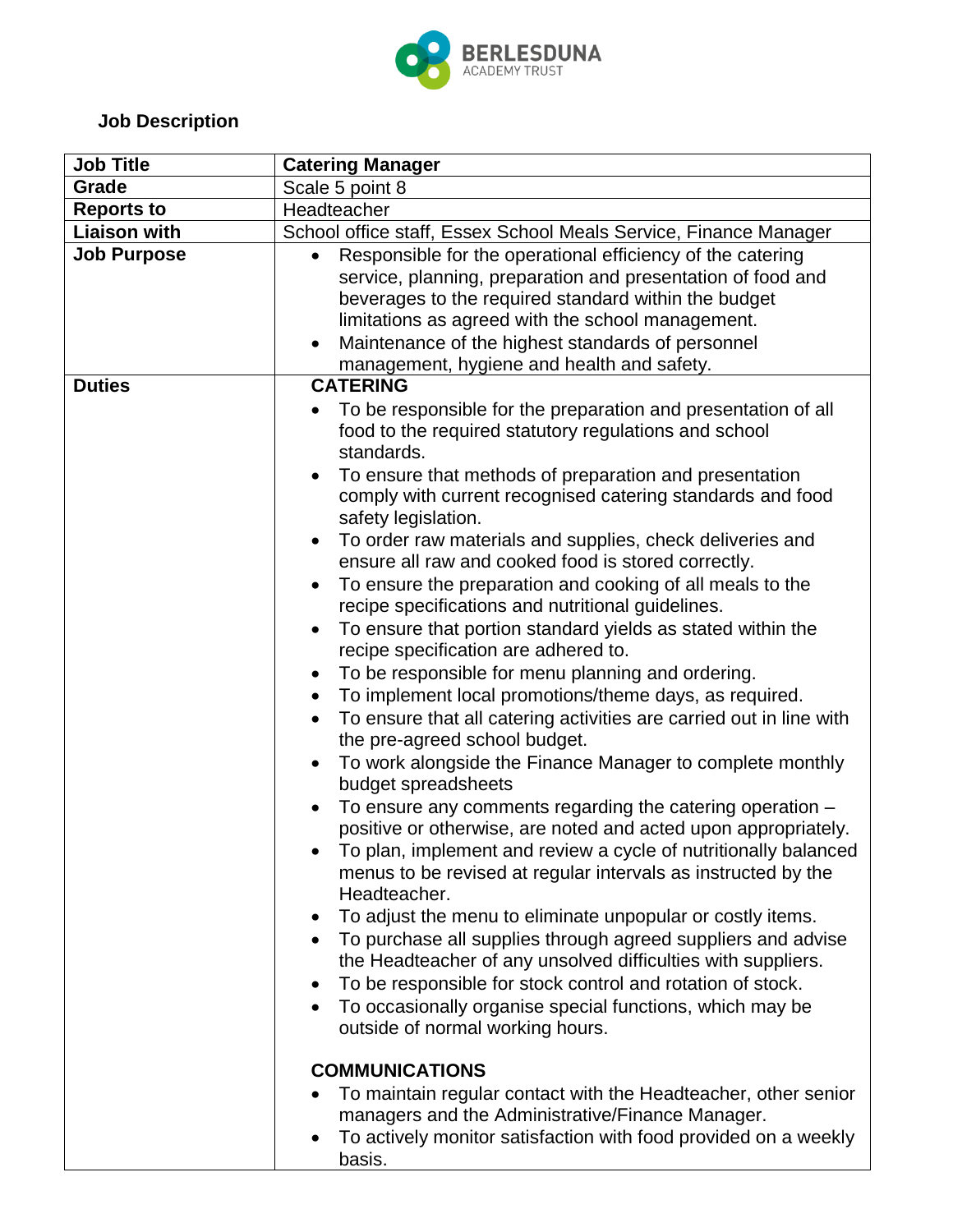BERLESDUNA ACADEMY TRUST

**Job Description**

| **Job Title** | **Catering Manager** |
|---|---|
| **Grade** | Scale 5 point 8 |
| **Reports to** | Headteacher |
| **Liaison with** | School office staff, Essex School Meals Service, Finance Manager |
| **Job Purpose** | • Responsible for the operational efficiency of the catering service, planning, preparation and presentation of food and beverages to the required standard within the budget limitations as agreed with the school management.<br>• Maintenance of the highest standards of personnel management, hygiene and health and safety. |
| **Duties** | **CATERING**<br>• To be responsible for the preparation and presentation of all food to the required statutory regulations and school standards.<br>• To ensure that methods of preparation and presentation comply with current recognised catering standards and food safety legislation.<br>• To order raw materials and supplies, check deliveries and ensure all raw and cooked food is stored correctly.<br>• To ensure the preparation and cooking of all meals to the recipe specifications and nutritional guidelines.<br>• To ensure that portion standard yields as stated within the recipe specification are adhered to.<br>• To be responsible for menu planning and ordering.<br>• To implement local promotions/theme days, as required.<br>• To ensure that all catering activities are carried out in line with the pre-agreed school budget.<br>• To work alongside the Finance Manager to complete monthly budget spreadsheets<br>• To ensure any comments regarding the catering operation – positive or otherwise, are noted and acted upon appropriately.<br>• To plan, implement and review a cycle of nutritionally balanced menus to be revised at regular intervals as instructed by the Headteacher.<br>• To adjust the menu to eliminate unpopular or costly items.<br>• To purchase all supplies through agreed suppliers and advise the Headteacher of any unsolved difficulties with suppliers.<br>• To be responsible for stock control and rotation of stock.<br>• To occasionally organise special functions, which may be outside of normal working hours.<br><br>**COMMUNICATIONS**<br>• To maintain regular contact with the Headteacher, other senior managers and the Administrative/Finance Manager.<br>• To actively monitor satisfaction with food provided on a weekly basis. |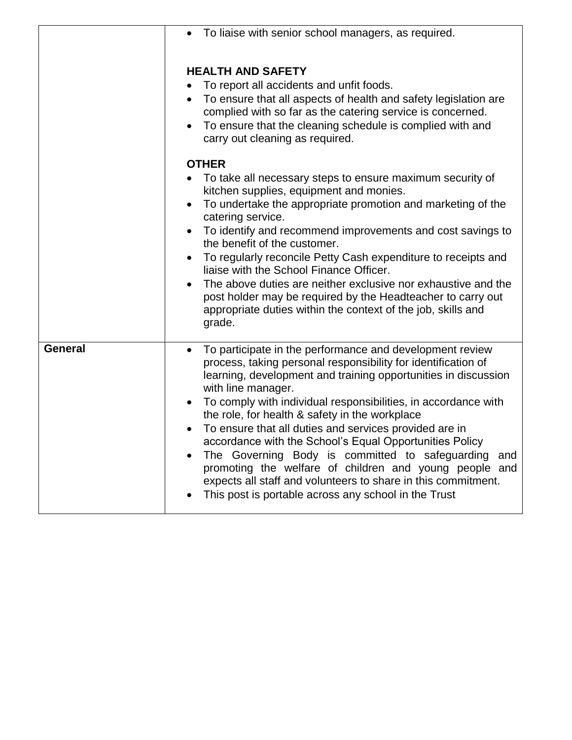| | |
|---|---|
| | • To liaise with senior school managers, as required.<br><br>**HEALTH AND SAFETY**<br>• To report all accidents and unfit foods.<br>• To ensure that all aspects of health and safety legislation are complied with so far as the catering service is concerned.<br>• To ensure that the cleaning schedule is complied with and carry out cleaning as required.<br><br>**OTHER**<br>• To take all necessary steps to ensure maximum security of kitchen supplies, equipment and monies.<br>• To undertake the appropriate promotion and marketing of the catering service.<br>• To identify and recommend improvements and cost savings to the benefit of the customer.<br>• To regularly reconcile Petty Cash expenditure to receipts and liaise with the School Finance Officer.<br>• The above duties are neither exclusive nor exhaustive and the post holder may be required by the Headteacher to carry out appropriate duties within the context of the job, skills and grade. |
| **General** | • To participate in the performance and development review process, taking personal responsibility for identification of learning, development and training opportunities in discussion with line manager.<br>• To comply with individual responsibilities, in accordance with the role, for health & safety in the workplace<br>• To ensure that all duties and services provided are in accordance with the School's Equal Opportunities Policy<br>• The Governing Body is committed to safeguarding and promoting the welfare of children and young people and expects all staff and volunteers to share in this commitment.<br>• This post is portable across any school in the Trust |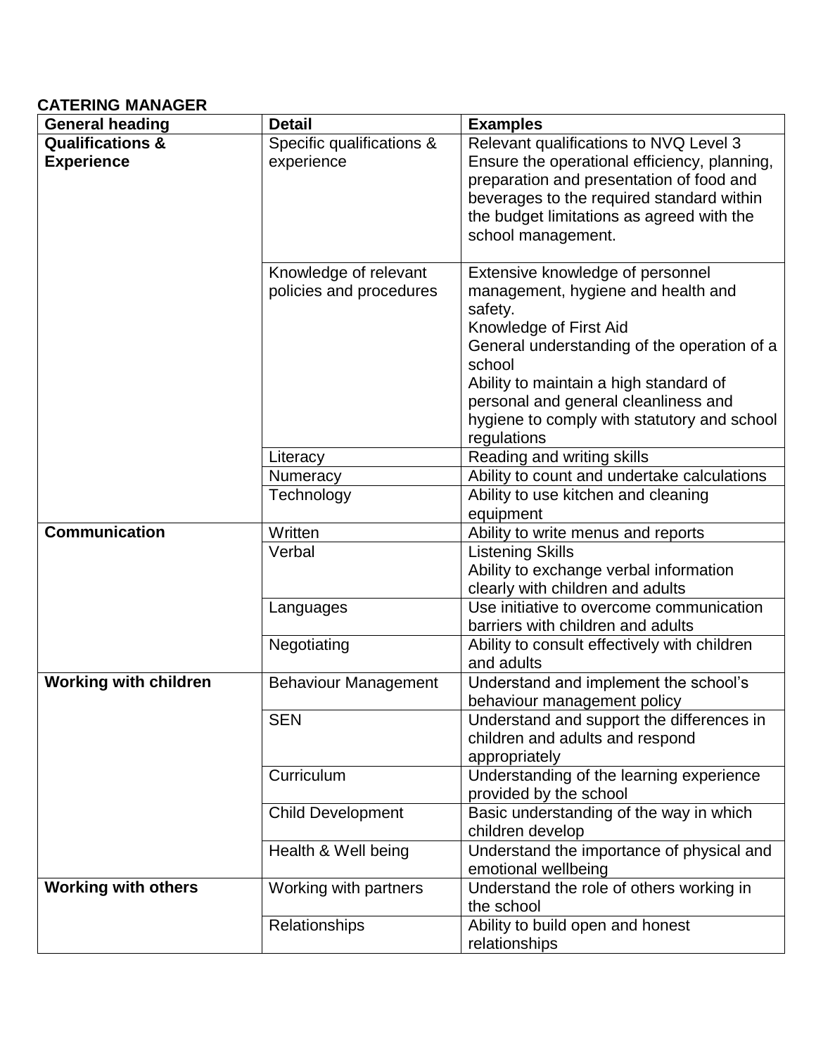**CATERING MANAGER**

| General heading | Detail | Examples |
|---|---|---|
| **Qualifications & Experience** | Specific qualifications & experience | Relevant qualifications to NVQ Level 3<br>Ensure the operational efficiency, planning, preparation and presentation of food and beverages to the required standard within the budget limitations as agreed with the school management. |
| | Knowledge of relevant policies and procedures | Extensive knowledge of personnel management, hygiene and health and safety.<br>Knowledge of First Aid<br>General understanding of the operation of a school<br>Ability to maintain a high standard of personal and general cleanliness and hygiene to comply with statutory and school regulations |
| | Literacy | Reading and writing skills |
| | Numeracy | Ability to count and undertake calculations |
| | Technology | Ability to use kitchen and cleaning equipment |
| **Communication** | Written | Ability to write menus and reports |
| | Verbal | Listening Skills<br>Ability to exchange verbal information clearly with children and adults |
| | Languages | Use initiative to overcome communication barriers with children and adults |
| | Negotiating | Ability to consult effectively with children and adults |
| **Working with children** | Behaviour Management | Understand and implement the school's behaviour management policy |
| | SEN | Understand and support the differences in children and adults and respond appropriately |
| | Curriculum | Understanding of the learning experience provided by the school |
| | Child Development | Basic understanding of the way in which children develop |
| | Health & Well being | Understand the importance of physical and emotional wellbeing |
| **Working with others** | Working with partners | Understand the role of others working in the school |
| | Relationships | Ability to build open and honest relationships |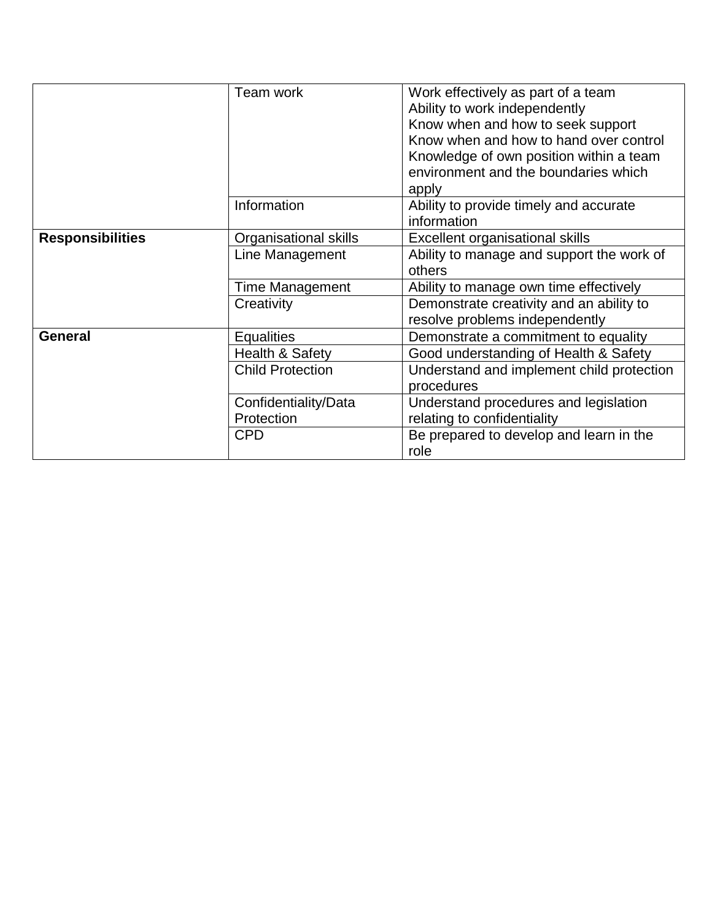| | | |
|---|---|---|
| | Team work | Work effectively as part of a team<br>Ability to work independently<br>Know when and how to seek support<br>Know when and how to hand over control<br>Knowledge of own position within a team environment and the boundaries which apply |
| | Information | Ability to provide timely and accurate information |
| **Responsibilities** | Organisational skills | Excellent organisational skills |
| | Line Management | Ability to manage and support the work of others |
| | Time Management | Ability to manage own time effectively |
| | Creativity | Demonstrate creativity and an ability to resolve problems independently |
| **General** | Equalities | Demonstrate a commitment to equality |
| | Health & Safety | Good understanding of Health & Safety |
| | Child Protection | Understand and implement child protection procedures |
| | Confidentiality/Data Protection | Understand procedures and legislation relating to confidentiality |
| | CPD | Be prepared to develop and learn in the role |